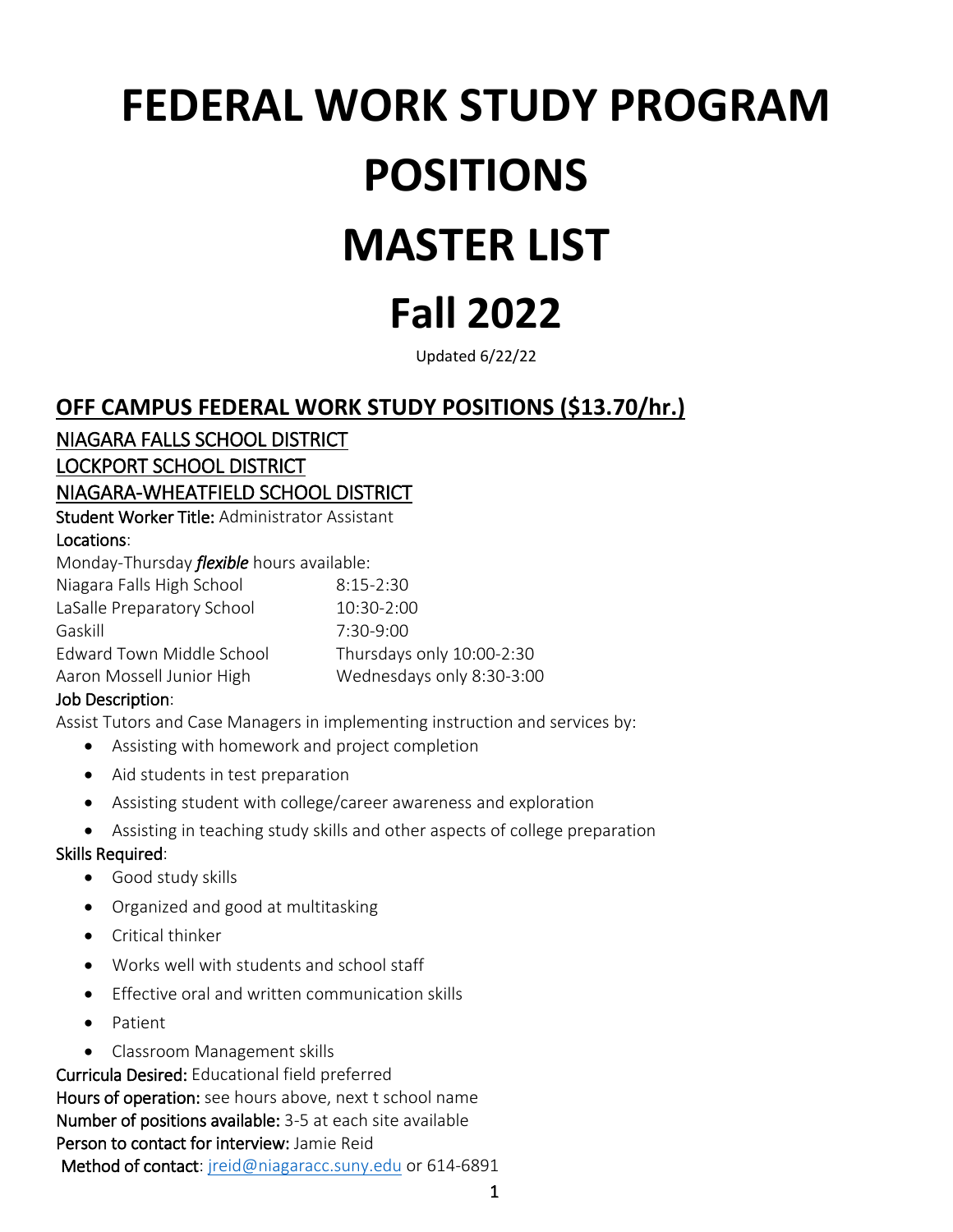# FEDERAL WORK STUDY PROGRAM POSITIONS MASTER LIST

# Fall 2022

Updated 6/22/22

## OFF CAMPUS FEDERAL WORK STUDY POSITIONS ($13.70/hr.)

### NIAGARA FALLS SCHOOL DISTRICT
### LOCKPORT SCHOOL DISTRICT
### NIAGARA-WHEATFIELD SCHOOL DISTRICT

**Student Worker Title:** Administrator Assistant

**Locations**:

Monday-Thursday ***flexible*** hours available:

| | |
|---|---|
| Niagara Falls High School | 8:15-2:30 |
| LaSalle Preparatory School | 10:30-2:00 |
| Gaskill | 7:30-9:00 |
| Edward Town Middle School | Thursdays only 10:00-2:30 |
| Aaron Mossell Junior High | Wednesdays only 8:30-3:00 |

**Job Description**:

Assist Tutors and Case Managers in implementing instruction and services by:

- Assisting with homework and project completion
- Aid students in test preparation
- Assisting student with college/career awareness and exploration
- Assisting in teaching study skills and other aspects of college preparation

**Skills Required**:

- Good study skills
- Organized and good at multitasking
- Critical thinker
- Works well with students and school staff
- Effective oral and written communication skills
- Patient
- Classroom Management skills

**Curricula Desired:** Educational field preferred

**Hours of operation:** see hours above, next t school name

**Number of positions available:** 3-5 at each site available

**Person to contact for interview:** Jamie Reid

**Method of contact**: jreid@niagaracc.suny.edu or 614-6891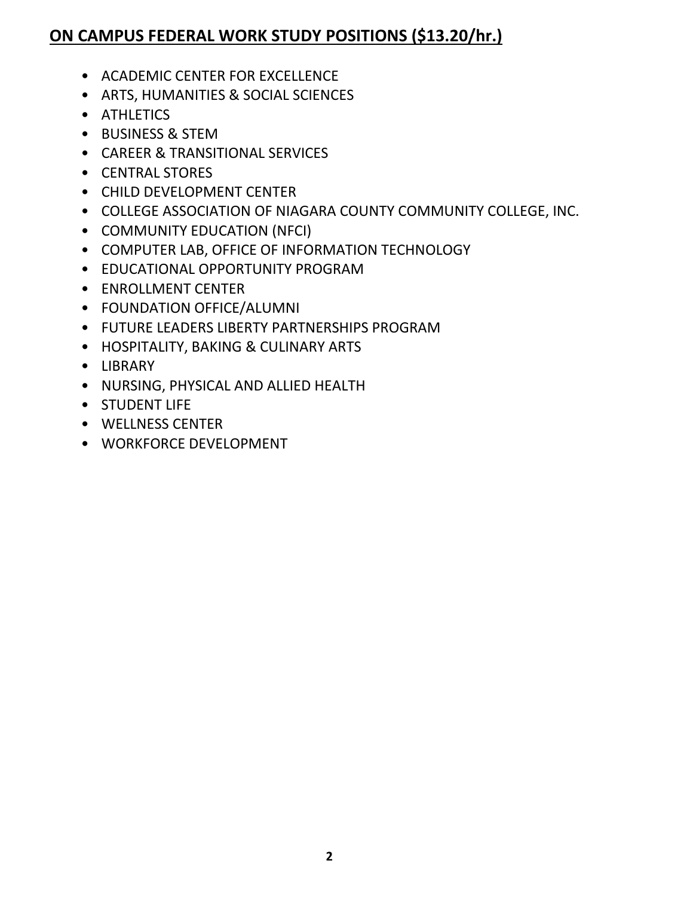## ON CAMPUS FEDERAL WORK STUDY POSITIONS ($13.20/hr.)

- ACADEMIC CENTER FOR EXCELLENCE
- ARTS, HUMANITIES & SOCIAL SCIENCES
- ATHLETICS
- BUSINESS & STEM
- CAREER & TRANSITIONAL SERVICES
- CENTRAL STORES
- CHILD DEVELOPMENT CENTER
- COLLEGE ASSOCIATION OF NIAGARA COUNTY COMMUNITY COLLEGE, INC.
- COMMUNITY EDUCATION (NFCI)
- COMPUTER LAB, OFFICE OF INFORMATION TECHNOLOGY
- EDUCATIONAL OPPORTUNITY PROGRAM
- ENROLLMENT CENTER
- FOUNDATION OFFICE/ALUMNI
- FUTURE LEADERS LIBERTY PARTNERSHIPS PROGRAM
- HOSPITALITY, BAKING & CULINARY ARTS
- LIBRARY
- NURSING, PHYSICAL AND ALLIED HEALTH
- STUDENT LIFE
- WELLNESS CENTER
- WORKFORCE DEVELOPMENT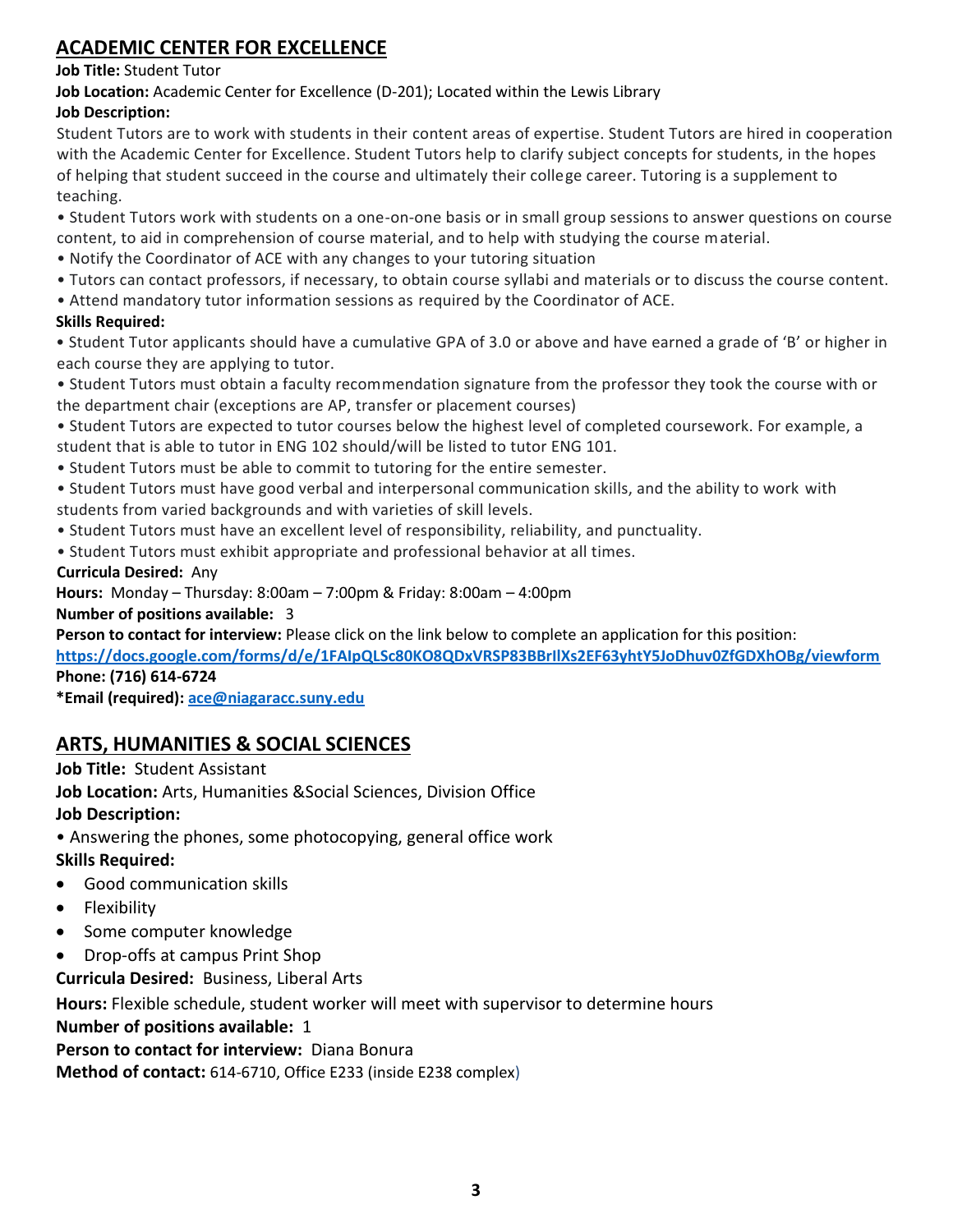## ACADEMIC CENTER FOR EXCELLENCE

**Job Title:** Student Tutor

**Job Location:** Academic Center for Excellence (D-201); Located within the Lewis Library

**Job Description:**

Student Tutors are to work with students in their content areas of expertise. Student Tutors are hired in cooperation with the Academic Center for Excellence. Student Tutors help to clarify subject concepts for students, in the hopes of helping that student succeed in the course and ultimately their college career. Tutoring is a supplement to teaching.

- Student Tutors work with students on a one-on-one basis or in small group sessions to answer questions on course content, to aid in comprehension of course material, and to help with studying the course material.
- Notify the Coordinator of ACE with any changes to your tutoring situation
- Tutors can contact professors, if necessary, to obtain course syllabi and materials or to discuss the course content.
- Attend mandatory tutor information sessions as required by the Coordinator of ACE.

**Skills Required:**

- Student Tutor applicants should have a cumulative GPA of 3.0 or above and have earned a grade of 'B' or higher in each course they are applying to tutor.
- Student Tutors must obtain a faculty recommendation signature from the professor they took the course with or the department chair (exceptions are AP, transfer or placement courses)
- Student Tutors are expected to tutor courses below the highest level of completed coursework. For example, a student that is able to tutor in ENG 102 should/will be listed to tutor ENG 101.
- Student Tutors must be able to commit to tutoring for the entire semester.
- Student Tutors must have good verbal and interpersonal communication skills, and the ability to work with students from varied backgrounds and with varieties of skill levels.
- Student Tutors must have an excellent level of responsibility, reliability, and punctuality.
- Student Tutors must exhibit appropriate and professional behavior at all times.

**Curricula Desired:** Any

**Hours:** Monday – Thursday: 8:00am – 7:00pm & Friday: 8:00am – 4:00pm

**Number of positions available:** 3

**Person to contact for interview:** Please click on the link below to complete an application for this position:

https://docs.google.com/forms/d/e/1FAIpQLSc80KO8QDxVRSP83BBrIlXs2EF63yhtY5JoDhuv0ZfGDXhOBg/viewform

**Phone: (716) 614-6724**

**\*Email (required):** ace@niagaracc.suny.edu

## ARTS, HUMANITIES & SOCIAL SCIENCES

**Job Title:** Student Assistant

**Job Location:** Arts, Humanities &Social Sciences, Division Office

**Job Description:**

- Answering the phones, some photocopying, general office work

**Skills Required:**

- Good communication skills
- Flexibility
- Some computer knowledge
- Drop-offs at campus Print Shop

**Curricula Desired:** Business, Liberal Arts

**Hours:** Flexible schedule, student worker will meet with supervisor to determine hours

**Number of positions available:** 1

**Person to contact for interview:** Diana Bonura

**Method of contact:** 614-6710, Office E233 (inside E238 complex)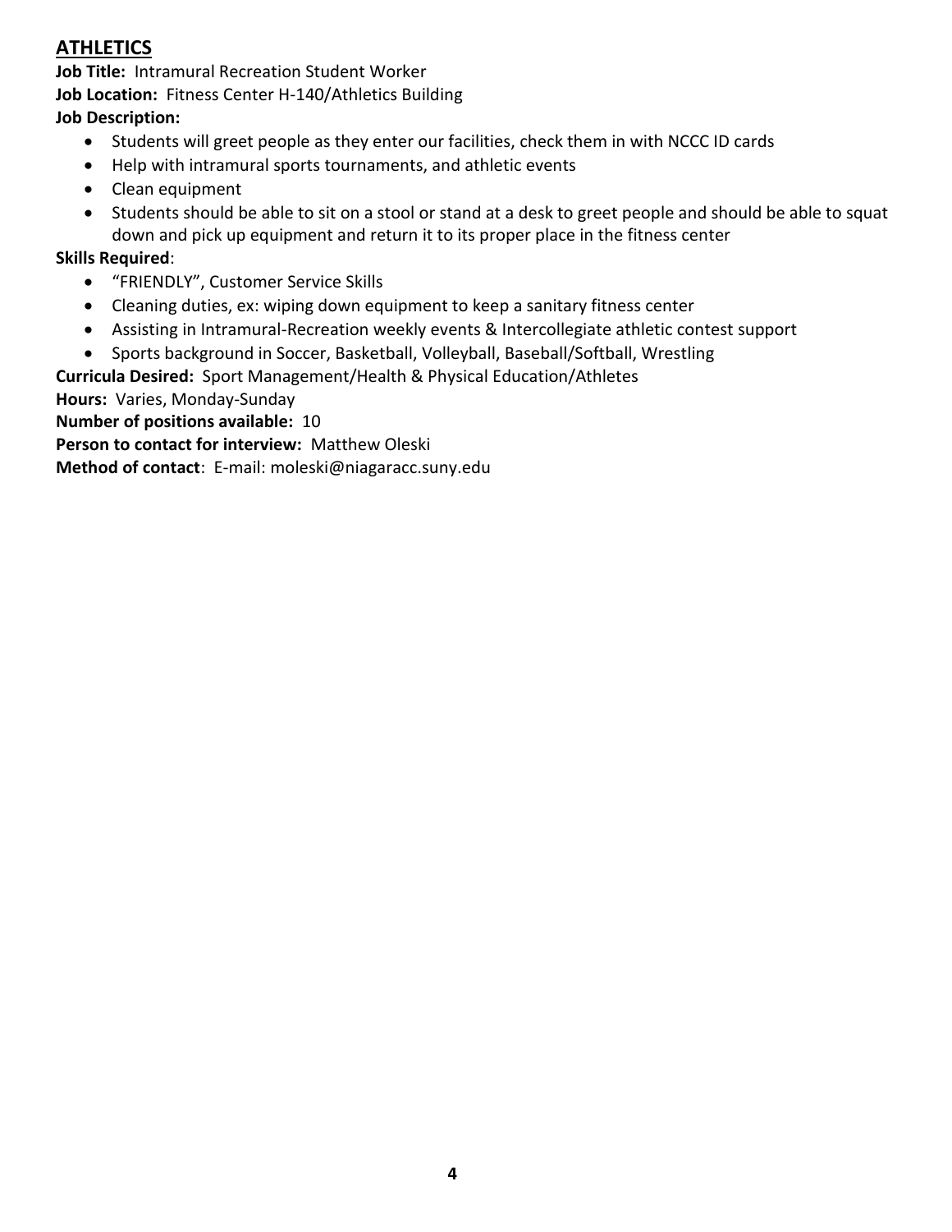## ATHLETICS

**Job Title:** Intramural Recreation Student Worker

**Job Location:** Fitness Center H-140/Athletics Building

**Job Description:**

- Students will greet people as they enter our facilities, check them in with NCCC ID cards
- Help with intramural sports tournaments, and athletic events
- Clean equipment
- Students should be able to sit on a stool or stand at a desk to greet people and should be able to squat down and pick up equipment and return it to its proper place in the fitness center

**Skills Required**:

- "FRIENDLY", Customer Service Skills
- Cleaning duties, ex: wiping down equipment to keep a sanitary fitness center
- Assisting in Intramural-Recreation weekly events & Intercollegiate athletic contest support
- Sports background in Soccer, Basketball, Volleyball, Baseball/Softball, Wrestling

**Curricula Desired:** Sport Management/Health & Physical Education/Athletes

**Hours:** Varies, Monday-Sunday

**Number of positions available:** 10

**Person to contact for interview:** Matthew Oleski

**Method of contact**: E-mail: moleski@niagaracc.suny.edu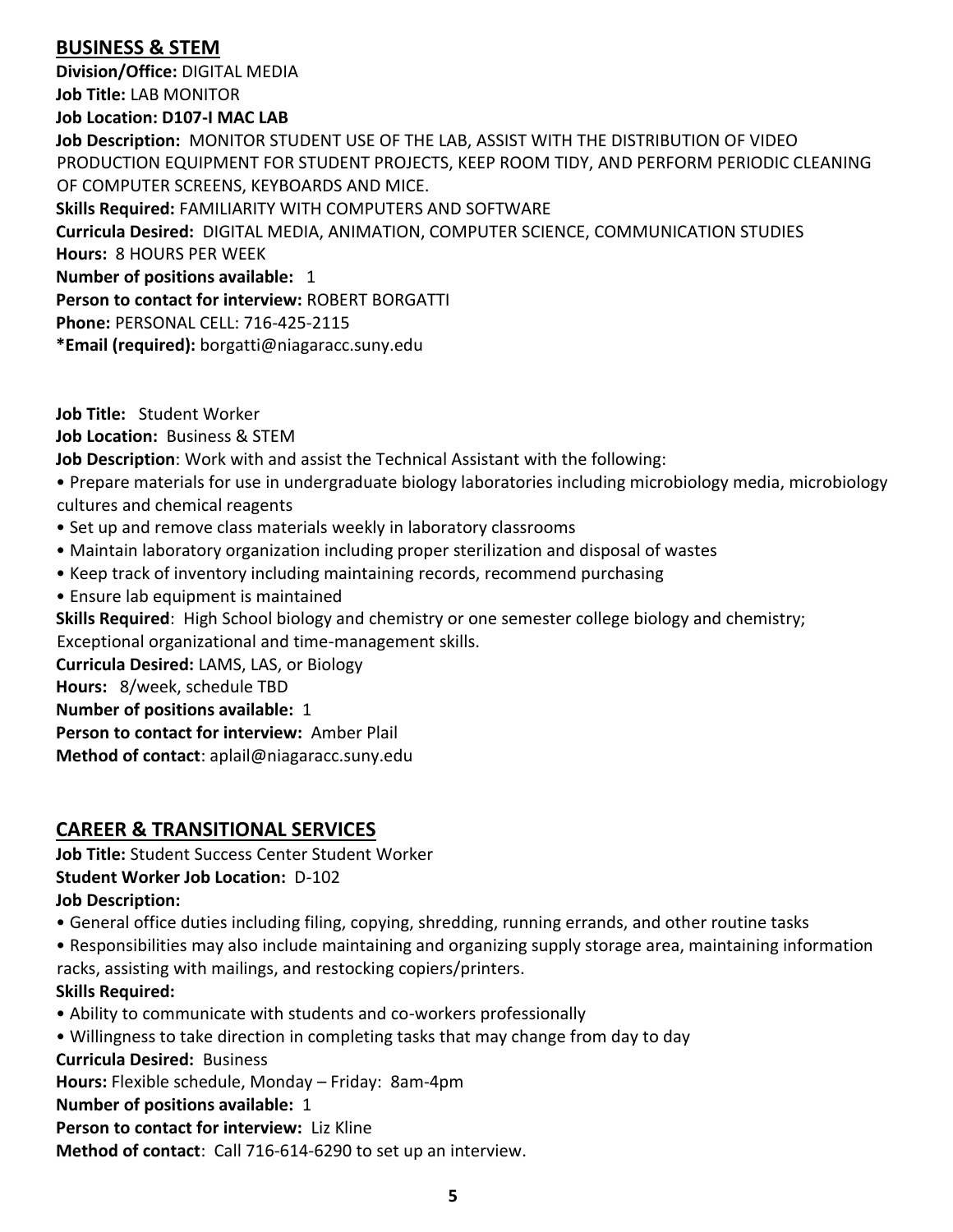## BUSINESS & STEM

**Division/Office:** DIGITAL MEDIA
**Job Title:** LAB MONITOR
**Job Location: D107-I MAC LAB**
**Job Description:** MONITOR STUDENT USE OF THE LAB, ASSIST WITH THE DISTRIBUTION OF VIDEO PRODUCTION EQUIPMENT FOR STUDENT PROJECTS, KEEP ROOM TIDY, AND PERFORM PERIODIC CLEANING OF COMPUTER SCREENS, KEYBOARDS AND MICE.
**Skills Required:** FAMILIARITY WITH COMPUTERS AND SOFTWARE
**Curricula Desired:** DIGITAL MEDIA, ANIMATION, COMPUTER SCIENCE, COMMUNICATION STUDIES
**Hours:** 8 HOURS PER WEEK
**Number of positions available:** 1
**Person to contact for interview:** ROBERT BORGATTI
**Phone:** PERSONAL CELL: 716-425-2115
***Email (required):** borgatti@niagaracc.suny.edu

**Job Title:** Student Worker
**Job Location:** Business & STEM
**Job Description**: Work with and assist the Technical Assistant with the following:

- Prepare materials for use in undergraduate biology laboratories including microbiology media, microbiology cultures and chemical reagents
- Set up and remove class materials weekly in laboratory classrooms
- Maintain laboratory organization including proper sterilization and disposal of wastes
- Keep track of inventory including maintaining records, recommend purchasing
- Ensure lab equipment is maintained

**Skills Required**: High School biology and chemistry or one semester college biology and chemistry; Exceptional organizational and time-management skills.
**Curricula Desired:** LAMS, LAS, or Biology
**Hours:** 8/week, schedule TBD
**Number of positions available:** 1
**Person to contact for interview:** Amber Plail
**Method of contact**: aplail@niagaracc.suny.edu

## CAREER & TRANSITIONAL SERVICES

**Job Title:** Student Success Center Student Worker
**Student Worker Job Location:** D-102
**Job Description:**

- General office duties including filing, copying, shredding, running errands, and other routine tasks
- Responsibilities may also include maintaining and organizing supply storage area, maintaining information racks, assisting with mailings, and restocking copiers/printers.

**Skills Required:**

- Ability to communicate with students and co-workers professionally
- Willingness to take direction in completing tasks that may change from day to day

**Curricula Desired:** Business
**Hours:** Flexible schedule, Monday – Friday: 8am-4pm
**Number of positions available:** 1
**Person to contact for interview:** Liz Kline
**Method of contact**: Call 716-614-6290 to set up an interview.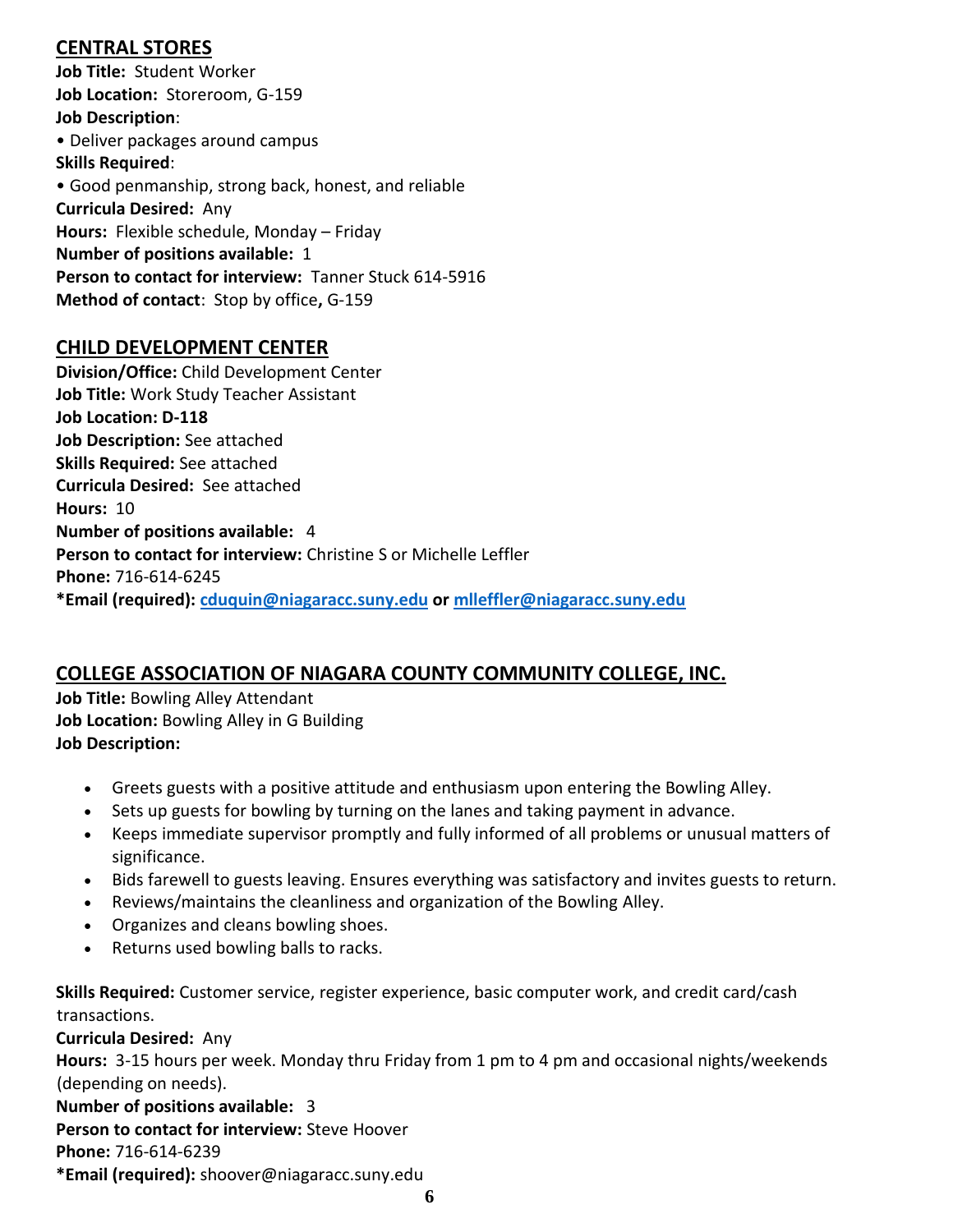## CENTRAL STORES

**Job Title:** Student Worker
**Job Location:** Storeroom, G-159
**Job Description**:
• Deliver packages around campus
**Skills Required**:
• Good penmanship, strong back, honest, and reliable
**Curricula Desired:** Any
**Hours:** Flexible schedule, Monday – Friday
**Number of positions available:** 1
**Person to contact for interview:** Tanner Stuck 614-5916
**Method of contact**: Stop by office**,** G-159

## CHILD DEVELOPMENT CENTER

**Division/Office:** Child Development Center
**Job Title:** Work Study Teacher Assistant
**Job Location: D-118**
**Job Description:** See attached
**Skills Required:** See attached
**Curricula Desired:** See attached
**Hours:** 10
**Number of positions available:** 4
**Person to contact for interview:** Christine S or Michelle Leffler
**Phone:** 716-614-6245
***Email (required): cduquin@niagaracc.suny.edu or mlleffler@niagaracc.suny.edu**

## COLLEGE ASSOCIATION OF NIAGARA COUNTY COMMUNITY COLLEGE, INC.

**Job Title:** Bowling Alley Attendant
**Job Location:** Bowling Alley in G Building
**Job Description:**

- Greets guests with a positive attitude and enthusiasm upon entering the Bowling Alley.
- Sets up guests for bowling by turning on the lanes and taking payment in advance.
- Keeps immediate supervisor promptly and fully informed of all problems or unusual matters of significance.
- Bids farewell to guests leaving. Ensures everything was satisfactory and invites guests to return.
- Reviews/maintains the cleanliness and organization of the Bowling Alley.
- Organizes and cleans bowling shoes.
- Returns used bowling balls to racks.

**Skills Required:** Customer service, register experience, basic computer work, and credit card/cash transactions.
**Curricula Desired:** Any
**Hours:** 3-15 hours per week. Monday thru Friday from 1 pm to 4 pm and occasional nights/weekends (depending on needs).
**Number of positions available:** 3
**Person to contact for interview:** Steve Hoover
**Phone:** 716-614-6239
***Email (required):** shoover@niagaracc.suny.edu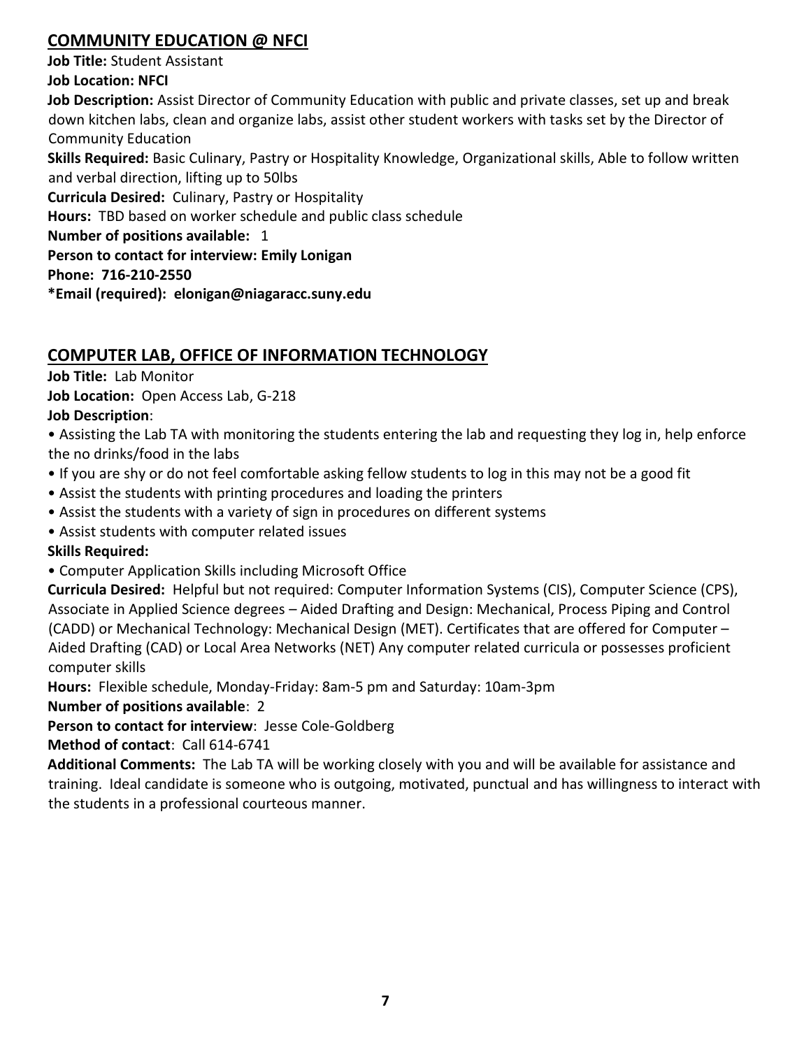## COMMUNITY EDUCATION @ NFCI

**Job Title:** Student Assistant

**Job Location: NFCI**

**Job Description:** Assist Director of Community Education with public and private classes, set up and break down kitchen labs, clean and organize labs, assist other student workers with tasks set by the Director of Community Education

**Skills Required:** Basic Culinary, Pastry or Hospitality Knowledge, Organizational skills, Able to follow written and verbal direction, lifting up to 50lbs

**Curricula Desired:** Culinary, Pastry or Hospitality

**Hours:** TBD based on worker schedule and public class schedule

**Number of positions available:** 1

**Person to contact for interview: Emily Lonigan**

**Phone: 716-210-2550**

***Email (required): elonigan@niagaracc.suny.edu**

## COMPUTER LAB, OFFICE OF INFORMATION TECHNOLOGY

**Job Title:** Lab Monitor

**Job Location:** Open Access Lab, G-218

**Job Description**:

- Assisting the Lab TA with monitoring the students entering the lab and requesting they log in, help enforce the no drinks/food in the labs
- If you are shy or do not feel comfortable asking fellow students to log in this may not be a good fit
- Assist the students with printing procedures and loading the printers
- Assist the students with a variety of sign in procedures on different systems
- Assist students with computer related issues

**Skills Required:**

- Computer Application Skills including Microsoft Office

**Curricula Desired:** Helpful but not required: Computer Information Systems (CIS), Computer Science (CPS), Associate in Applied Science degrees – Aided Drafting and Design: Mechanical, Process Piping and Control (CADD) or Mechanical Technology: Mechanical Design (MET). Certificates that are offered for Computer – Aided Drafting (CAD) or Local Area Networks (NET) Any computer related curricula or possesses proficient computer skills

**Hours:** Flexible schedule, Monday-Friday: 8am-5 pm and Saturday: 10am-3pm

**Number of positions available**: 2

**Person to contact for interview**: Jesse Cole-Goldberg

**Method of contact**: Call 614-6741

**Additional Comments:** The Lab TA will be working closely with you and will be available for assistance and training. Ideal candidate is someone who is outgoing, motivated, punctual and has willingness to interact with the students in a professional courteous manner.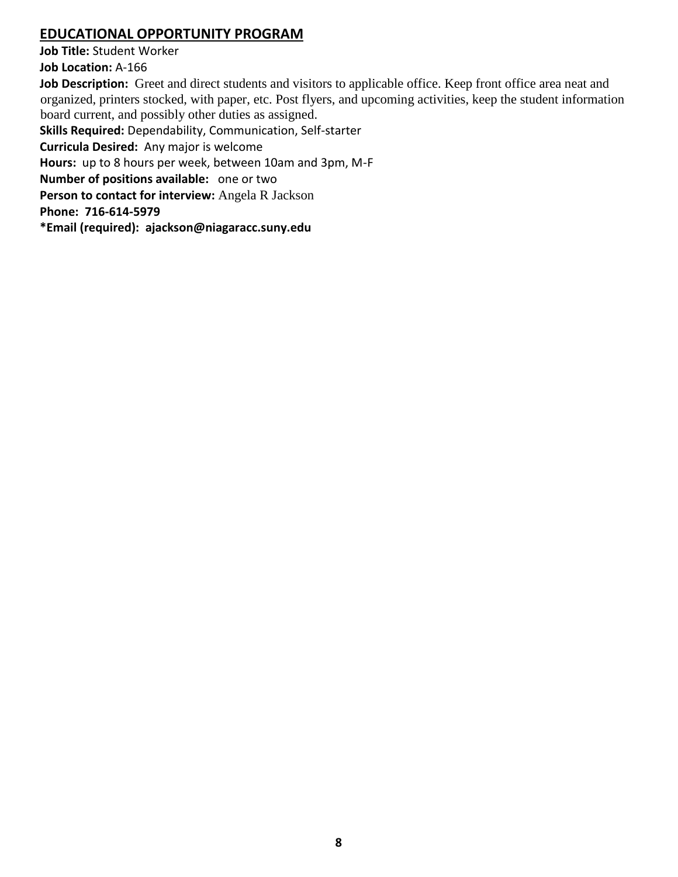## EDUCATIONAL OPPORTUNITY PROGRAM

**Job Title:** Student Worker

**Job Location:** A-166

**Job Description:** Greet and direct students and visitors to applicable office. Keep front office area neat and organized, printers stocked, with paper, etc. Post flyers, and upcoming activities, keep the student information board current, and possibly other duties as assigned.

**Skills Required:** Dependability, Communication, Self-starter

**Curricula Desired:** Any major is welcome

**Hours:** up to 8 hours per week, between 10am and 3pm, M-F

**Number of positions available:** one or two

**Person to contact for interview:** Angela R Jackson

**Phone: 716-614-5979**

**\*Email (required): ajackson@niagaracc.suny.edu**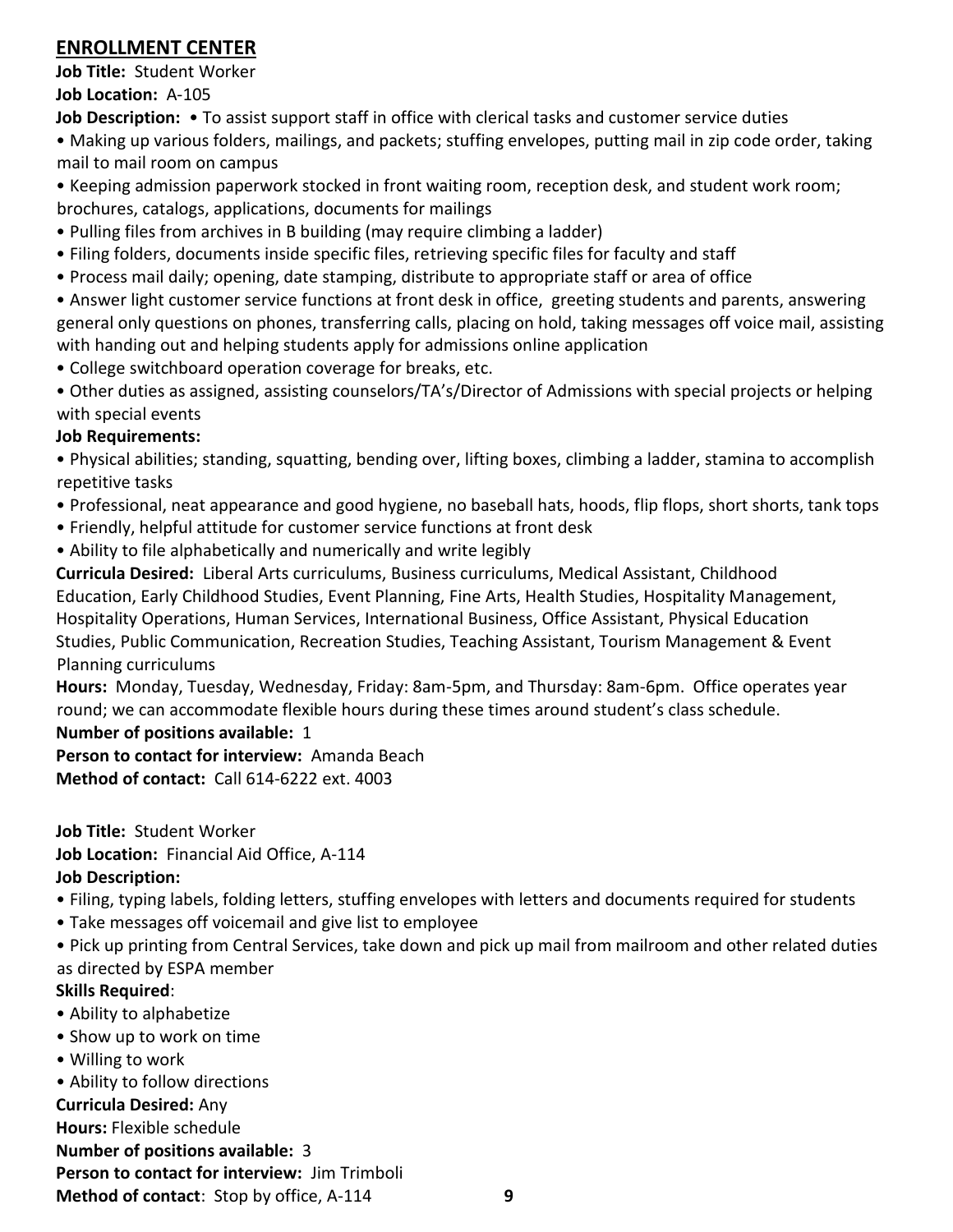## ENROLLMENT CENTER

**Job Title:** Student Worker

**Job Location:** A-105

**Job Description:** • To assist support staff in office with clerical tasks and customer service duties

- Making up various folders, mailings, and packets; stuffing envelopes, putting mail in zip code order, taking mail to mail room on campus
- Keeping admission paperwork stocked in front waiting room, reception desk, and student work room; brochures, catalogs, applications, documents for mailings
- Pulling files from archives in B building (may require climbing a ladder)
- Filing folders, documents inside specific files, retrieving specific files for faculty and staff
- Process mail daily; opening, date stamping, distribute to appropriate staff or area of office
- Answer light customer service functions at front desk in office, greeting students and parents, answering general only questions on phones, transferring calls, placing on hold, taking messages off voice mail, assisting with handing out and helping students apply for admissions online application
- College switchboard operation coverage for breaks, etc.
- Other duties as assigned, assisting counselors/TA's/Director of Admissions with special projects or helping with special events

**Job Requirements:**

- Physical abilities; standing, squatting, bending over, lifting boxes, climbing a ladder, stamina to accomplish repetitive tasks
- Professional, neat appearance and good hygiene, no baseball hats, hoods, flip flops, short shorts, tank tops
- Friendly, helpful attitude for customer service functions at front desk
- Ability to file alphabetically and numerically and write legibly

**Curricula Desired:** Liberal Arts curriculums, Business curriculums, Medical Assistant, Childhood Education, Early Childhood Studies, Event Planning, Fine Arts, Health Studies, Hospitality Management, Hospitality Operations, Human Services, International Business, Office Assistant, Physical Education Studies, Public Communication, Recreation Studies, Teaching Assistant, Tourism Management & Event Planning curriculums

**Hours:** Monday, Tuesday, Wednesday, Friday: 8am-5pm, and Thursday: 8am-6pm. Office operates year round; we can accommodate flexible hours during these times around student's class schedule.

**Number of positions available:** 1

**Person to contact for interview:** Amanda Beach

**Method of contact:** Call 614-6222 ext. 4003

**Job Title:** Student Worker

**Job Location:** Financial Aid Office, A-114

**Job Description:**

- Filing, typing labels, folding letters, stuffing envelopes with letters and documents required for students
- Take messages off voicemail and give list to employee
- Pick up printing from Central Services, take down and pick up mail from mailroom and other related duties as directed by ESPA member

**Skills Required**:

- Ability to alphabetize
- Show up to work on time
- Willing to work
- Ability to follow directions

**Curricula Desired:** Any

**Hours:** Flexible schedule

**Number of positions available:** 3

**Person to contact for interview:** Jim Trimboli

**Method of contact**: Stop by office, A-114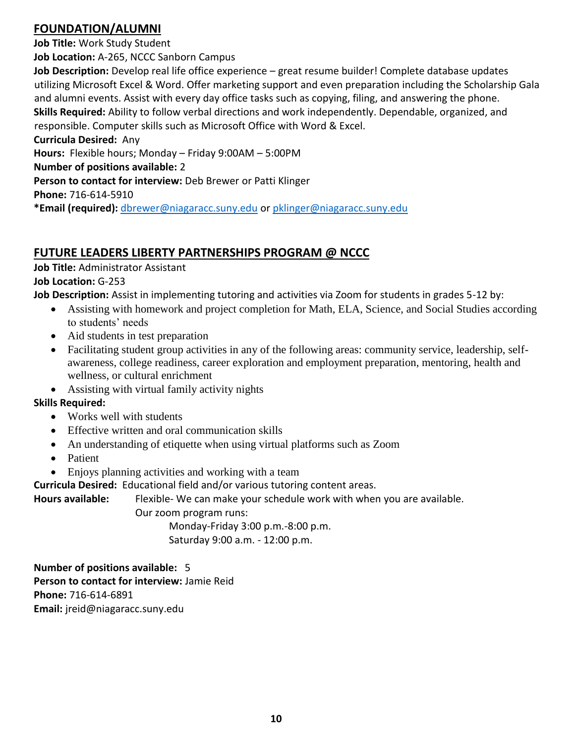## FOUNDATION/ALUMNI

**Job Title:** Work Study Student

**Job Location:** A-265, NCCC Sanborn Campus

**Job Description:** Develop real life office experience – great resume builder! Complete database updates utilizing Microsoft Excel & Word. Offer marketing support and even preparation including the Scholarship Gala and alumni events. Assist with every day office tasks such as copying, filing, and answering the phone.

**Skills Required:** Ability to follow verbal directions and work independently. Dependable, organized, and responsible. Computer skills such as Microsoft Office with Word & Excel.

**Curricula Desired:** Any

**Hours:** Flexible hours; Monday – Friday 9:00AM – 5:00PM

**Number of positions available:** 2

**Person to contact for interview:** Deb Brewer or Patti Klinger

**Phone:** 716-614-5910

***Email (required):** dbrewer@niagaracc.suny.edu or pklinger@niagaracc.suny.edu

## FUTURE LEADERS LIBERTY PARTNERSHIPS PROGRAM @ NCCC

**Job Title:** Administrator Assistant

**Job Location:** G-253

**Job Description:** Assist in implementing tutoring and activities via Zoom for students in grades 5-12 by:

- Assisting with homework and project completion for Math, ELA, Science, and Social Studies according to students' needs
- Aid students in test preparation
- Facilitating student group activities in any of the following areas: community service, leadership, self-awareness, college readiness, career exploration and employment preparation, mentoring, health and wellness, or cultural enrichment
- Assisting with virtual family activity nights

**Skills Required:**

- Works well with students
- Effective written and oral communication skills
- An understanding of etiquette when using virtual platforms such as Zoom
- Patient
- Enjoys planning activities and working with a team

**Curricula Desired:** Educational field and/or various tutoring content areas.

**Hours available:** Flexible- We can make your schedule work with when you are available.
Our zoom program runs:
Monday-Friday 3:00 p.m.-8:00 p.m.
Saturday 9:00 a.m. - 12:00 p.m.

**Number of positions available:** 5

**Person to contact for interview:** Jamie Reid

**Phone:** 716-614-6891

**Email:** jreid@niagaracc.suny.edu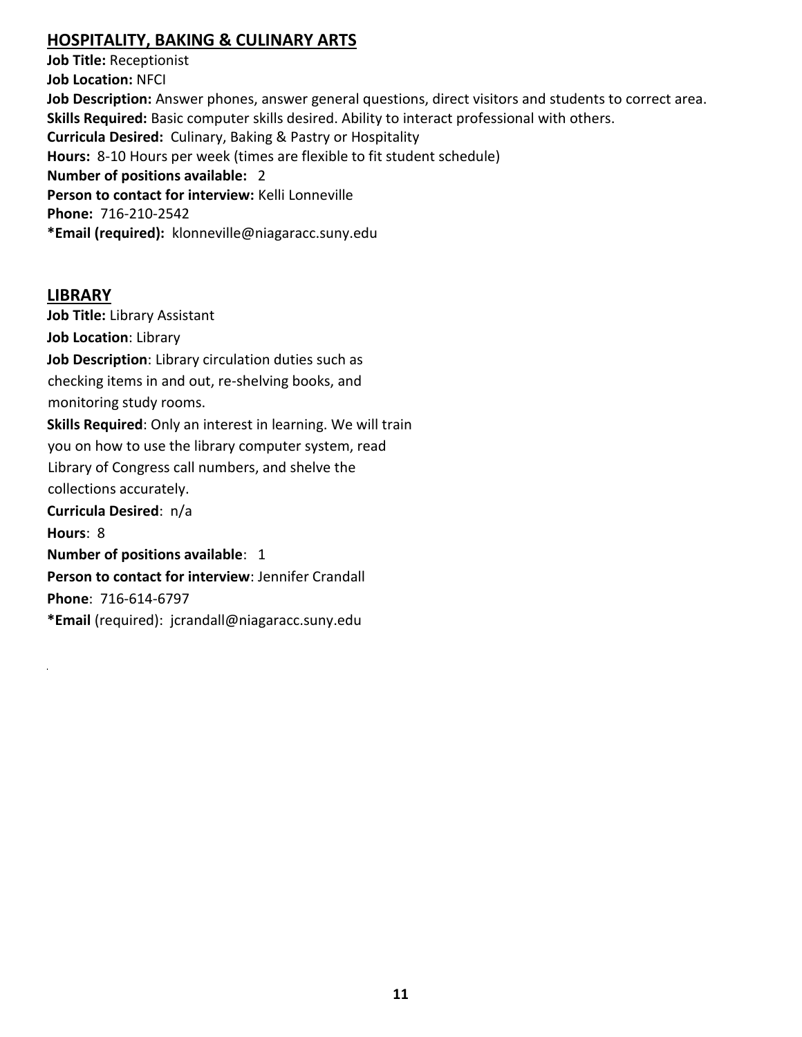## HOSPITALITY, BAKING & CULINARY ARTS

**Job Title:** Receptionist
**Job Location:** NFCI
**Job Description:** Answer phones, answer general questions, direct visitors and students to correct area.
**Skills Required:** Basic computer skills desired. Ability to interact professional with others.
**Curricula Desired:** Culinary, Baking & Pastry or Hospitality
**Hours:** 8-10 Hours per week (times are flexible to fit student schedule)
**Number of positions available:** 2
**Person to contact for interview:** Kelli Lonneville
**Phone:** 716-210-2542
***Email (required):** klonneville@niagaracc.suny.edu

## LIBRARY

**Job Title:** Library Assistant
**Job Location**: Library
**Job Description**: Library circulation duties such as checking items in and out, re-shelving books, and monitoring study rooms.
**Skills Required**: Only an interest in learning. We will train you on how to use the library computer system, read Library of Congress call numbers, and shelve the collections accurately.
**Curricula Desired**: n/a
**Hours**: 8
**Number of positions available**: 1
**Person to contact for interview**: Jennifer Crandall
**Phone**: 716-614-6797
***Email** (required): jcrandall@niagaracc.suny.edu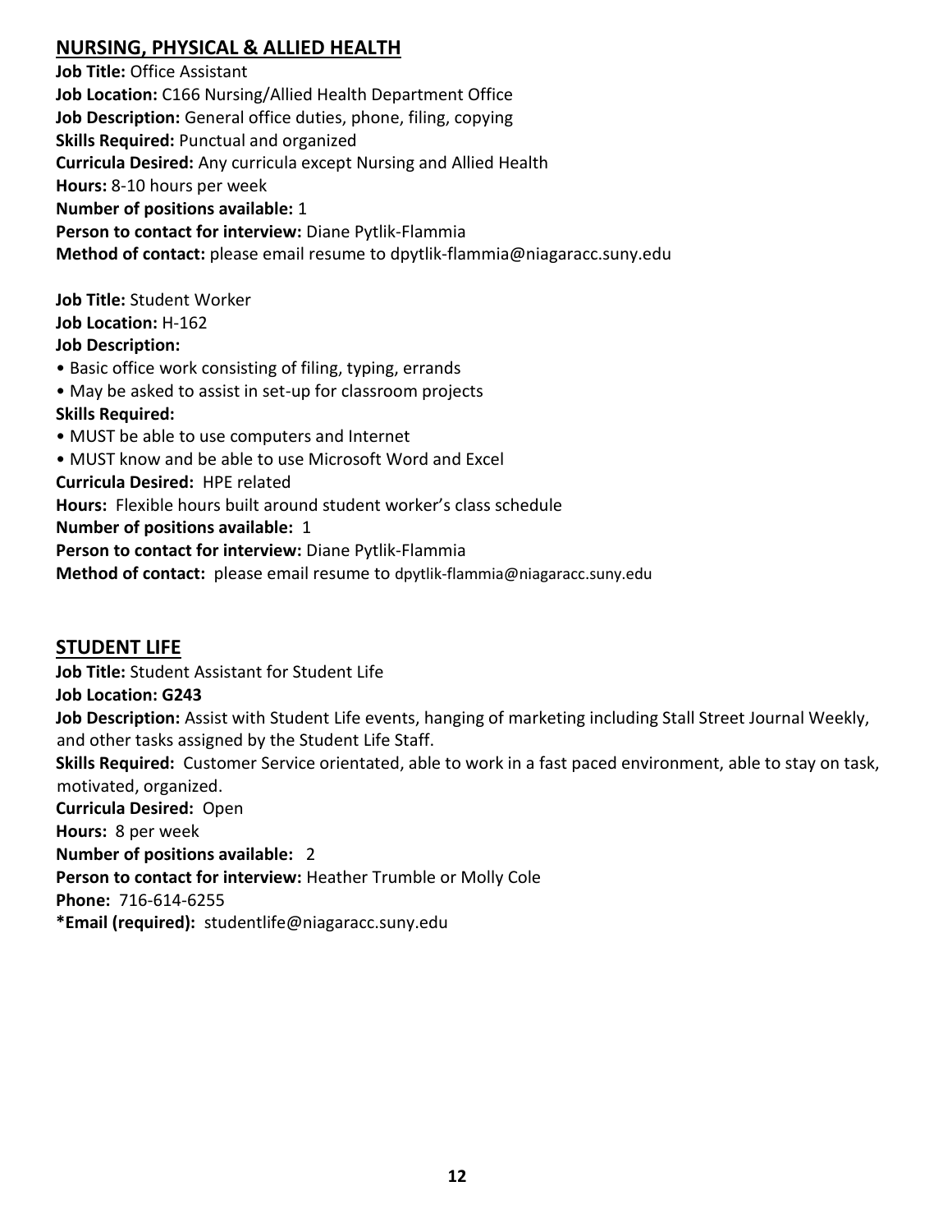## NURSING, PHYSICAL & ALLIED HEALTH

**Job Title:** Office Assistant
**Job Location:** C166 Nursing/Allied Health Department Office
**Job Description:** General office duties, phone, filing, copying
**Skills Required:** Punctual and organized
**Curricula Desired:** Any curricula except Nursing and Allied Health
**Hours:** 8-10 hours per week
**Number of positions available:** 1
**Person to contact for interview:** Diane Pytlik-Flammia
**Method of contact:** please email resume to dpytlik-flammia@niagaracc.suny.edu

**Job Title:** Student Worker
**Job Location:** H-162
**Job Description:**

- Basic office work consisting of filing, typing, errands
- May be asked to assist in set-up for classroom projects

**Skills Required:**

- MUST be able to use computers and Internet
- MUST know and be able to use Microsoft Word and Excel

**Curricula Desired:** HPE related
**Hours:** Flexible hours built around student worker's class schedule
**Number of positions available:** 1
**Person to contact for interview:** Diane Pytlik-Flammia
**Method of contact:** please email resume to dpytlik-flammia@niagaracc.suny.edu

## STUDENT LIFE

**Job Title:** Student Assistant for Student Life
**Job Location: G243**
**Job Description:** Assist with Student Life events, hanging of marketing including Stall Street Journal Weekly, and other tasks assigned by the Student Life Staff.
**Skills Required:** Customer Service orientated, able to work in a fast paced environment, able to stay on task, motivated, organized.
**Curricula Desired:** Open
**Hours:** 8 per week
**Number of positions available:** 2
**Person to contact for interview:** Heather Trumble or Molly Cole
**Phone:** 716-614-6255
***Email (required):** studentlife@niagaracc.suny.edu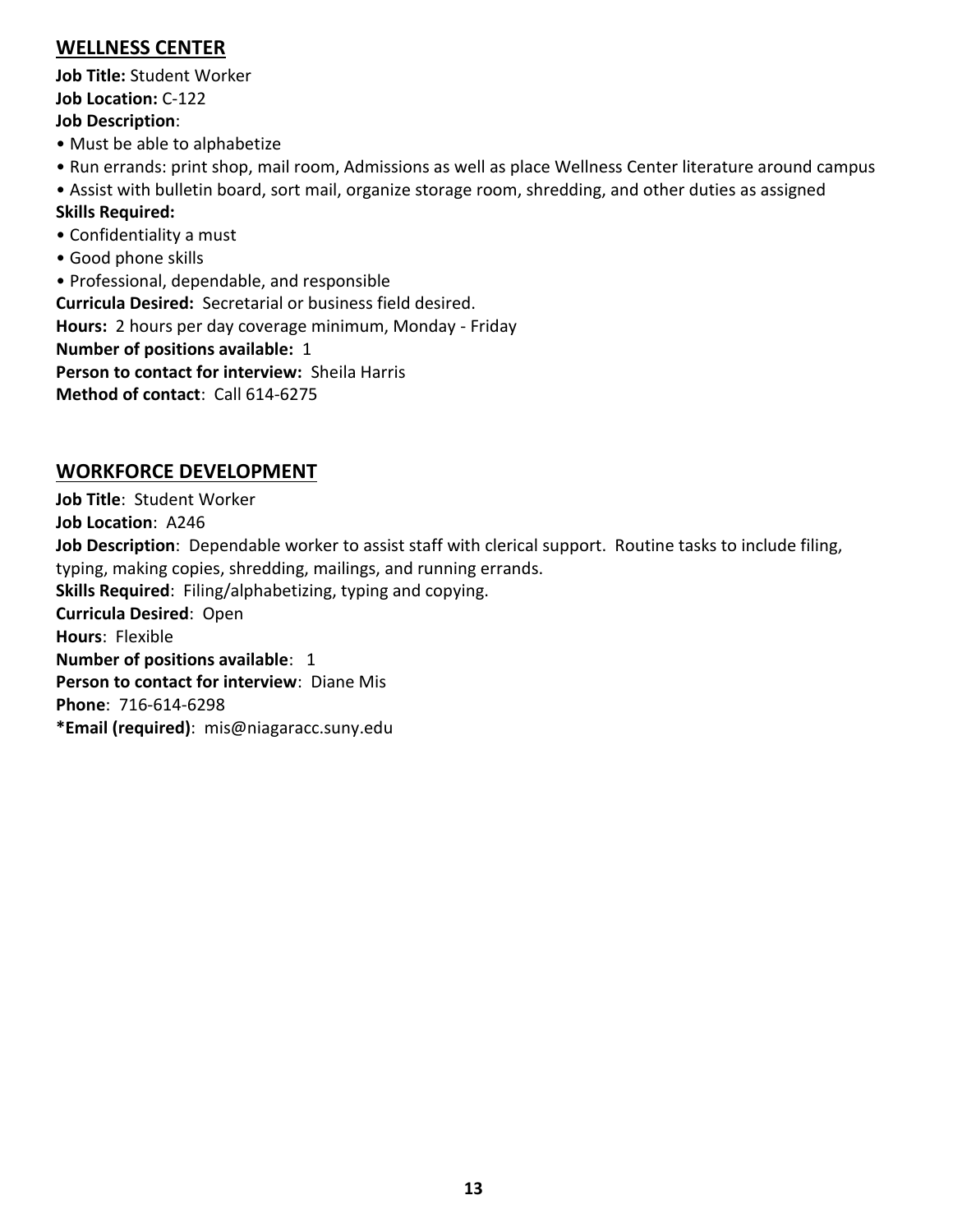## WELLNESS CENTER

**Job Title:** Student Worker
**Job Location:** C-122
**Job Description**:

- Must be able to alphabetize
- Run errands: print shop, mail room, Admissions as well as place Wellness Center literature around campus
- Assist with bulletin board, sort mail, organize storage room, shredding, and other duties as assigned

**Skills Required:**

- Confidentiality a must
- Good phone skills
- Professional, dependable, and responsible

**Curricula Desired:** Secretarial or business field desired.
**Hours:** 2 hours per day coverage minimum, Monday - Friday
**Number of positions available:** 1
**Person to contact for interview:** Sheila Harris
**Method of contact**: Call 614-6275

## WORKFORCE DEVELOPMENT

**Job Title**: Student Worker
**Job Location**: A246
**Job Description**: Dependable worker to assist staff with clerical support. Routine tasks to include filing, typing, making copies, shredding, mailings, and running errands.
**Skills Required**: Filing/alphabetizing, typing and copying.
**Curricula Desired**: Open
**Hours**: Flexible
**Number of positions available**: 1
**Person to contact for interview**: Diane Mis
**Phone**: 716-614-6298
**\*Email (required)**: mis@niagaracc.suny.edu